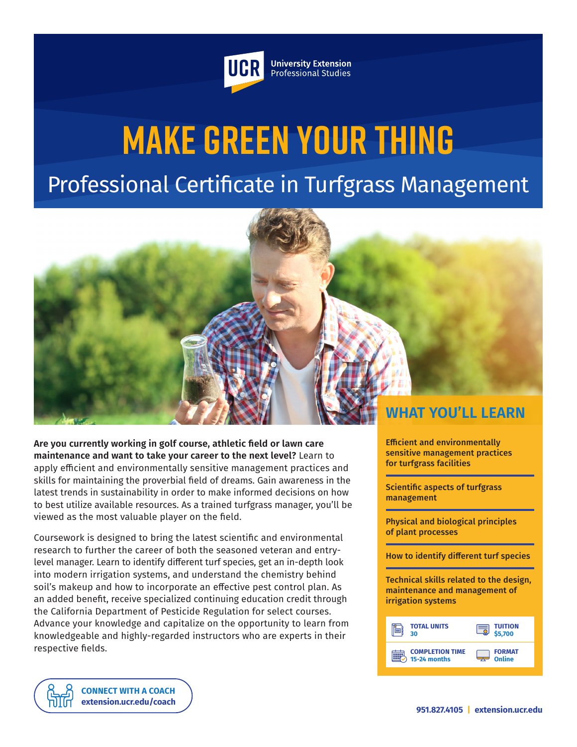UCR University Extension Professional Studies

# MAKE GREEN YOUR THING

## Professional Certificate in Turfgrass Management

**Are you currently working in golf course, athletic field or lawn care maintenance and want to take your career to the next level?** Learn to apply efficient and environmentally sensitive management practices and skills for maintaining the proverbial field of dreams. Gain awareness in the latest trends in sustainability in order to make informed decisions on how to best utilize available resources. As a trained turfgrass manager, you'll be viewed as the most valuable player on the field.

Coursework is designed to bring the latest scientific and environmental research to further the career of both the seasoned veteran and entry-level manager. Learn to identify different turf species, get an in-depth look into modern irrigation systems, and understand the chemistry behind soil's makeup and how to incorporate an effective pest control plan. As an added benefit, receive specialized continuing education credit through the California Department of Pesticide Regulation for select courses. Advance your knowledge and capitalize on the opportunity to learn from knowledgeable and highly-regarded instructors who are experts in their respective fields.

### WHAT YOU'LL LEARN

- Efficient and environmentally sensitive management practices for turfgrass facilities
- Scientific aspects of turfgrass management
- Physical and biological principles of plant processes
- How to identify different turf species
- Technical skills related to the design, maintenance and management of irrigation systems

| | |
|---|---|
| **TOTAL UNITS** 30 | **TUITION** $5,700 |
| **COMPLETION TIME** 15-24 months | **FORMAT** Online |

**CONNECT WITH A COACH**
**extension.ucr.edu/coach**

**951.827.4105 | extension.ucr.edu**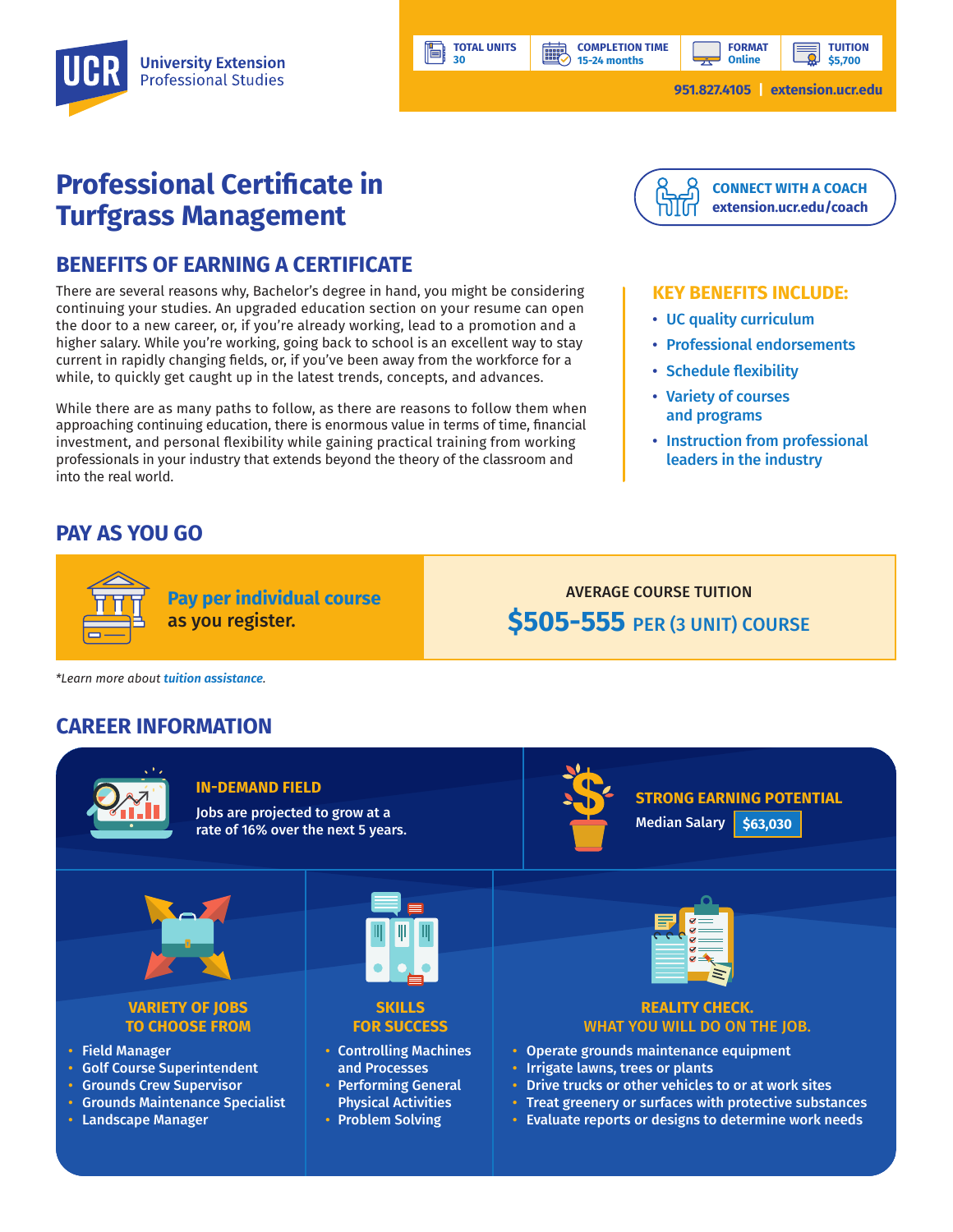UCR University Extension Professional Studies

| TOTAL UNITS | COMPLETION TIME | FORMAT | TUITION |
| --- | --- | --- | --- |
| 30 | 15-24 months | Online | $5,700 |

951.827.4105 | extension.ucr.edu

# Professional Certificate in Turfgrass Management

**CONNECT WITH A COACH**
extension.ucr.edu/coach

## BENEFITS OF EARNING A CERTIFICATE

There are several reasons why, Bachelor's degree in hand, you might be considering continuing your studies. An upgraded education section on your resume can open the door to a new career, or, if you're already working, lead to a promotion and a higher salary. While you're working, going back to school is an excellent way to stay current in rapidly changing fields, or, if you've been away from the workforce for a while, to quickly get caught up in the latest trends, concepts, and advances.

While there are as many paths to follow, as there are reasons to follow them when approaching continuing education, there is enormous value in terms of time, financial investment, and personal flexibility while gaining practical training from working professionals in your industry that extends beyond the theory of the classroom and into the real world.

### KEY BENEFITS INCLUDE:

- UC quality curriculum
- Professional endorsements
- Schedule flexibility
- Variety of courses and programs
- Instruction from professional leaders in the industry

## PAY AS YOU GO

**Pay per individual course** as you register.

AVERAGE COURSE TUITION
**$505-555** PER (3 UNIT) COURSE

*Learn more about *tuition assistance*.

## CAREER INFORMATION

### IN-DEMAND FIELD

Jobs are projected to grow at a rate of 16% over the next 5 years.

### STRONG EARNING POTENTIAL

Median Salary **$63,030**

### VARIETY OF JOBS TO CHOOSE FROM

- Field Manager
- Golf Course Superintendent
- Grounds Crew Supervisor
- Grounds Maintenance Specialist
- Landscape Manager

### SKILLS FOR SUCCESS

- Controlling Machines and Processes
- Performing General Physical Activities
- Problem Solving

### REALITY CHECK. WHAT YOU WILL DO ON THE JOB.

- Operate grounds maintenance equipment
- Irrigate lawns, trees or plants
- Drive trucks or other vehicles to or at work sites
- Treat greenery or surfaces with protective substances
- Evaluate reports or designs to determine work needs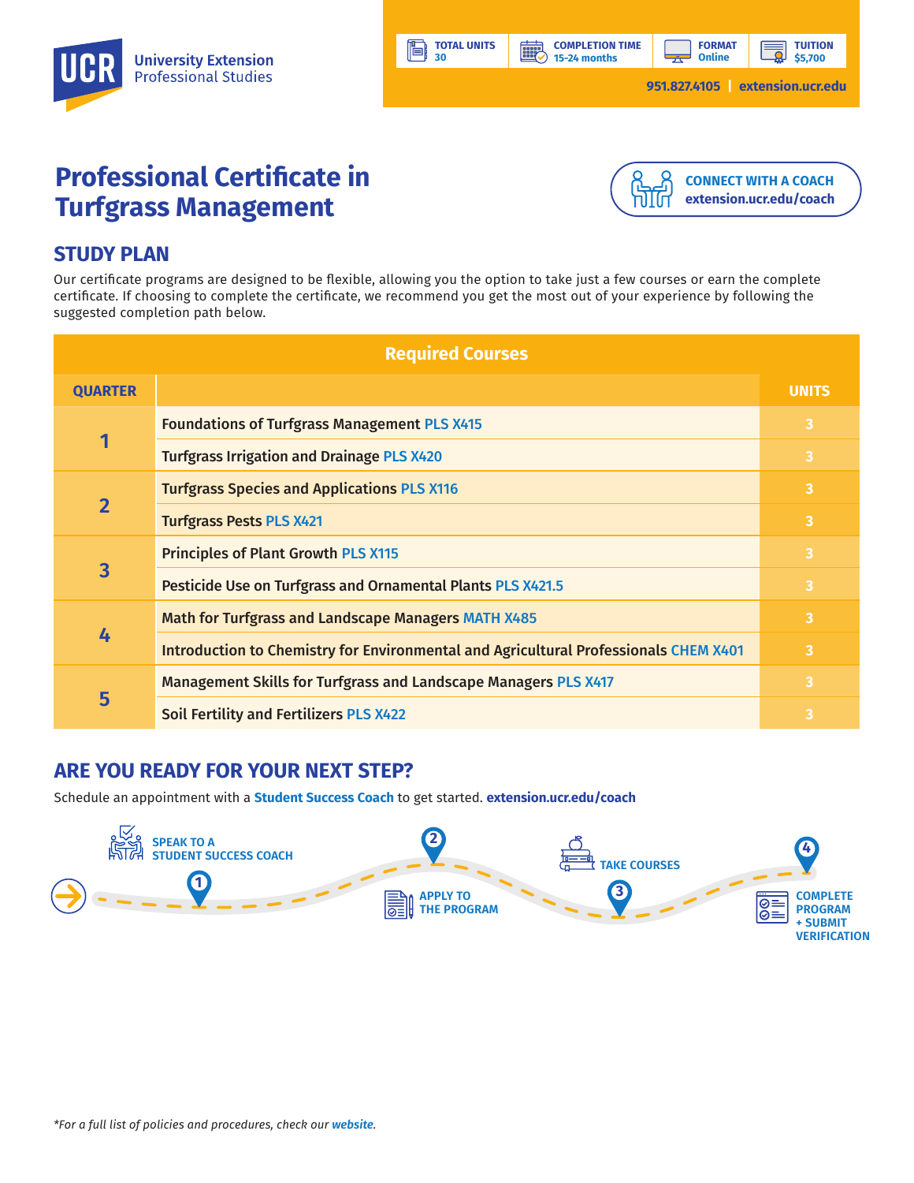UCR University Extension Professional Studies

| TOTAL UNITS | COMPLETION TIME | FORMAT | TUITION |
|---|---|---|---|
| 30 | 15-24 months | Online | $5,700 |

951.827.4105 | extension.ucr.edu

# Professional Certificate in Turfgrass Management

CONNECT WITH A COACH
extension.ucr.edu/coach

## STUDY PLAN

Our certificate programs are designed to be flexible, allowing you the option to take just a few courses or earn the complete certificate. If choosing to complete the certificate, we recommend you get the most out of your experience by following the suggested completion path below.

**Required Courses**

| QUARTER | | UNITS |
|---|---|---|
| 1 | Foundations of Turfgrass Management PLS X415 | 3 |
| | Turfgrass Irrigation and Drainage PLS X420 | 3 |
| 2 | Turfgrass Species and Applications PLS X116 | 3 |
| | Turfgrass Pests PLS X421 | 3 |
| 3 | Principles of Plant Growth PLS X115 | 3 |
| | Pesticide Use on Turfgrass and Ornamental Plants PLS X421.5 | 3 |
| 4 | Math for Turfgrass and Landscape Managers MATH X485 | 3 |
| | Introduction to Chemistry for Environmental and Agricultural Professionals CHEM X401 | 3 |
| 5 | Management Skills for Turfgrass and Landscape Managers PLS X417 | 3 |
| | Soil Fertility and Fertilizers PLS X422 | 3 |

## ARE YOU READY FOR YOUR NEXT STEP?

Schedule an appointment with a **Student Success Coach** to get started. **extension.ucr.edu/coach**

1. SPEAK TO A STUDENT SUCCESS COACH
2. APPLY TO THE PROGRAM
3. TAKE COURSES
4. COMPLETE PROGRAM + SUBMIT VERIFICATION

*For a full list of policies and procedures, check our website.*